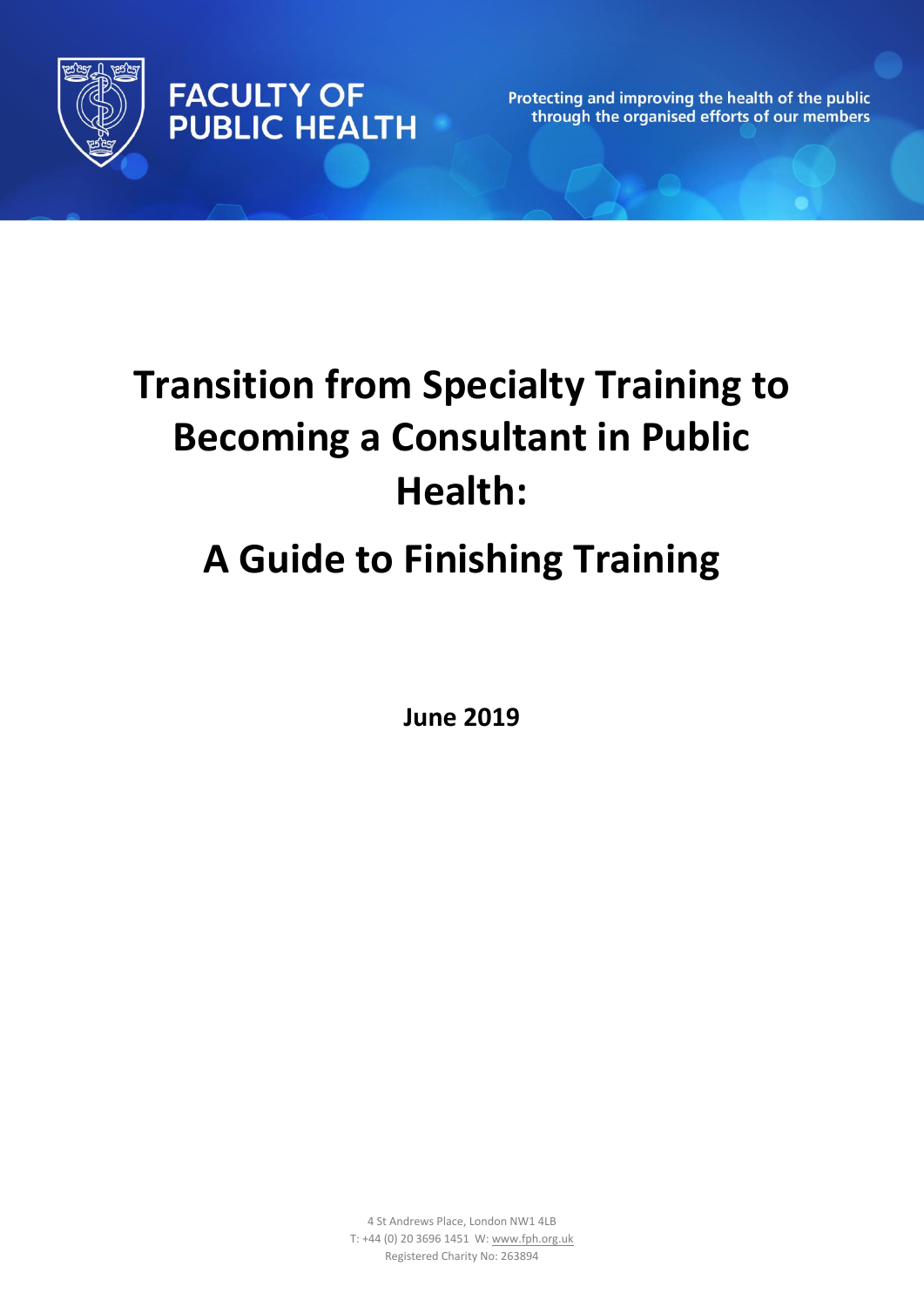FACULTY OF PUBLIC HEALTH

Protecting and improving the health of the public through the organised efforts of our members

# Transition from Specialty Training to Becoming a Consultant in Public Health:

# A Guide to Finishing Training

**June 2019**

4 St Andrews Place, London NW1 4LB
T: +44 (0) 20 3696 1451 W: www.fph.org.uk
Registered Charity No: 263894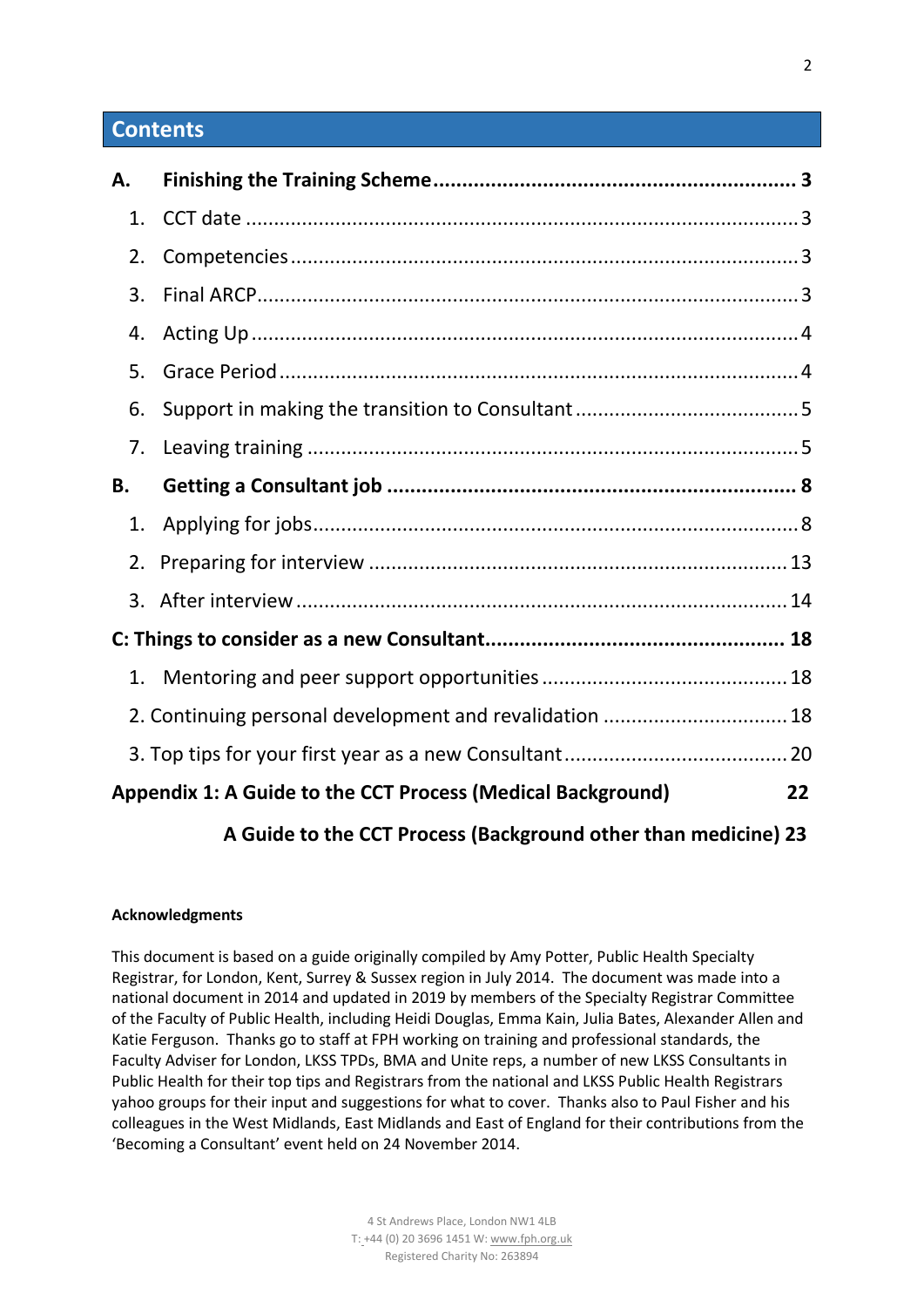## Contents

**A. Finishing the Training Scheme ..... 3**

1. CCT date ..... 3
2. Competencies ..... 3
3. Final ARCP ..... 3
4. Acting Up ..... 4
5. Grace Period ..... 4
6. Support in making the transition to Consultant ..... 5
7. Leaving training ..... 5

**B. Getting a Consultant job ..... 8**

1. Applying for jobs ..... 8
2. Preparing for interview ..... 13
3. After interview ..... 14

**C: Things to consider as a new Consultant ..... 18**

1. Mentoring and peer support opportunities ..... 18
2. Continuing personal development and revalidation ..... 18
3. Top tips for your first year as a new Consultant ..... 20

**Appendix 1: A Guide to the CCT Process (Medical Background) 22**

**A Guide to the CCT Process (Background other than medicine) 23**

**Acknowledgments**

This document is based on a guide originally compiled by Amy Potter, Public Health Specialty Registrar, for London, Kent, Surrey & Sussex region in July 2014. The document was made into a national document in 2014 and updated in 2019 by members of the Specialty Registrar Committee of the Faculty of Public Health, including Heidi Douglas, Emma Kain, Julia Bates, Alexander Allen and Katie Ferguson. Thanks go to staff at FPH working on training and professional standards, the Faculty Adviser for London, LKSS TPDs, BMA and Unite reps, a number of new LKSS Consultants in Public Health for their top tips and Registrars from the national and LKSS Public Health Registrars yahoo groups for their input and suggestions for what to cover. Thanks also to Paul Fisher and his colleagues in the West Midlands, East Midlands and East of England for their contributions from the 'Becoming a Consultant' event held on 24 November 2014.

4 St Andrews Place, London NW1 4LB
T: +44 (0) 20 3696 1451 W: www.fph.org.uk
Registered Charity No: 263894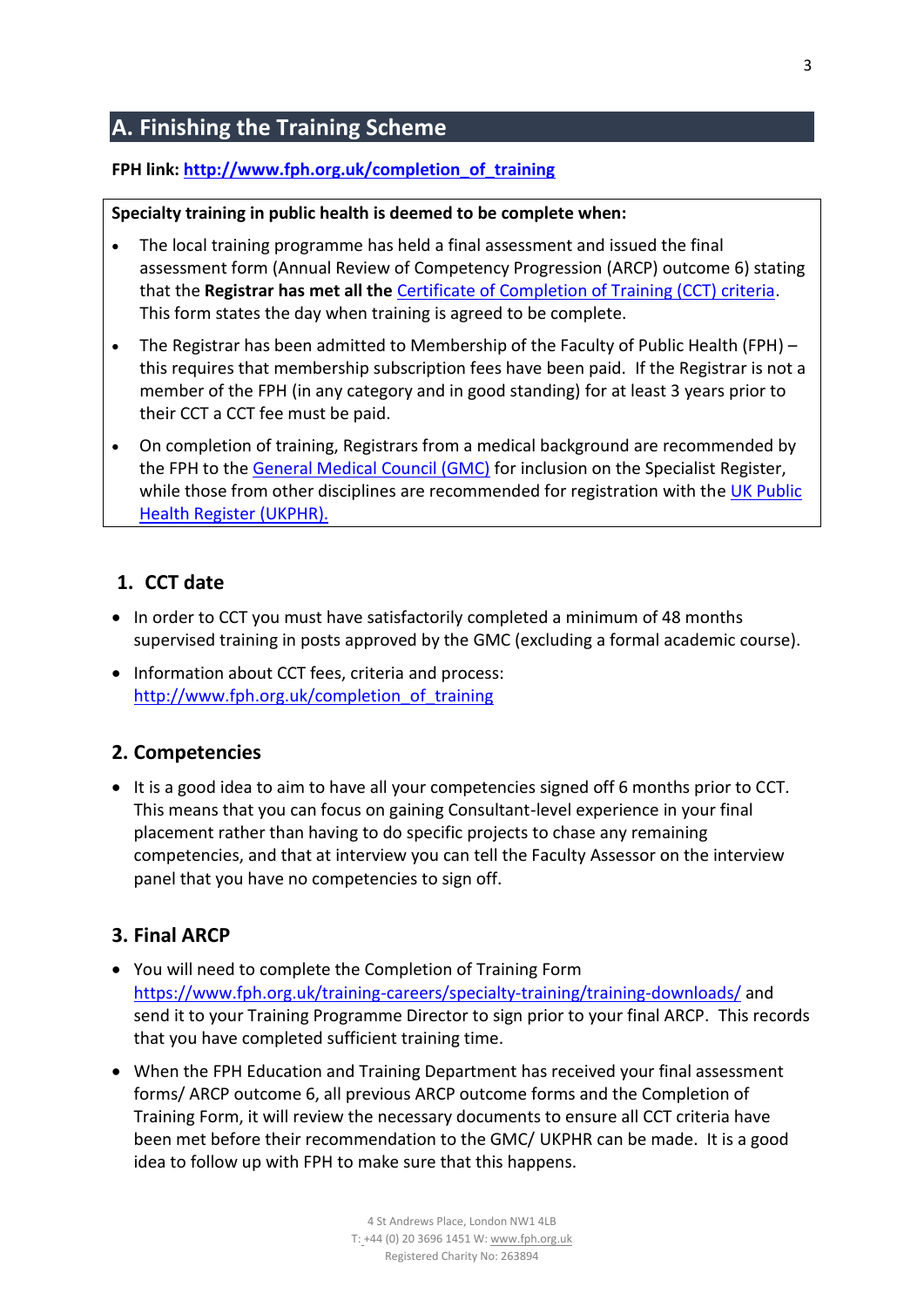## A. Finishing the Training Scheme

**FPH link: http://www.fph.org.uk/completion_of_training**

**Specialty training in public health is deemed to be complete when:**

- The local training programme has held a final assessment and issued the final assessment form (Annual Review of Competency Progression (ARCP) outcome 6) stating that the **Registrar has met all the** Certificate of Completion of Training (CCT) criteria. This form states the day when training is agreed to be complete.
- The Registrar has been admitted to Membership of the Faculty of Public Health (FPH) – this requires that membership subscription fees have been paid. If the Registrar is not a member of the FPH (in any category and in good standing) for at least 3 years prior to their CCT a CCT fee must be paid.
- On completion of training, Registrars from a medical background are recommended by the FPH to the General Medical Council (GMC) for inclusion on the Specialist Register, while those from other disciplines are recommended for registration with the UK Public Health Register (UKPHR).

### 1. CCT date

- In order to CCT you must have satisfactorily completed a minimum of 48 months supervised training in posts approved by the GMC (excluding a formal academic course).
- Information about CCT fees, criteria and process: http://www.fph.org.uk/completion_of_training

### 2. Competencies

- It is a good idea to aim to have all your competencies signed off 6 months prior to CCT. This means that you can focus on gaining Consultant-level experience in your final placement rather than having to do specific projects to chase any remaining competencies, and that at interview you can tell the Faculty Assessor on the interview panel that you have no competencies to sign off.

### 3. Final ARCP

- You will need to complete the Completion of Training Form https://www.fph.org.uk/training-careers/specialty-training/training-downloads/ and send it to your Training Programme Director to sign prior to your final ARCP. This records that you have completed sufficient training time.
- When the FPH Education and Training Department has received your final assessment forms/ ARCP outcome 6, all previous ARCP outcome forms and the Completion of Training Form, it will review the necessary documents to ensure all CCT criteria have been met before their recommendation to the GMC/ UKPHR can be made. It is a good idea to follow up with FPH to make sure that this happens.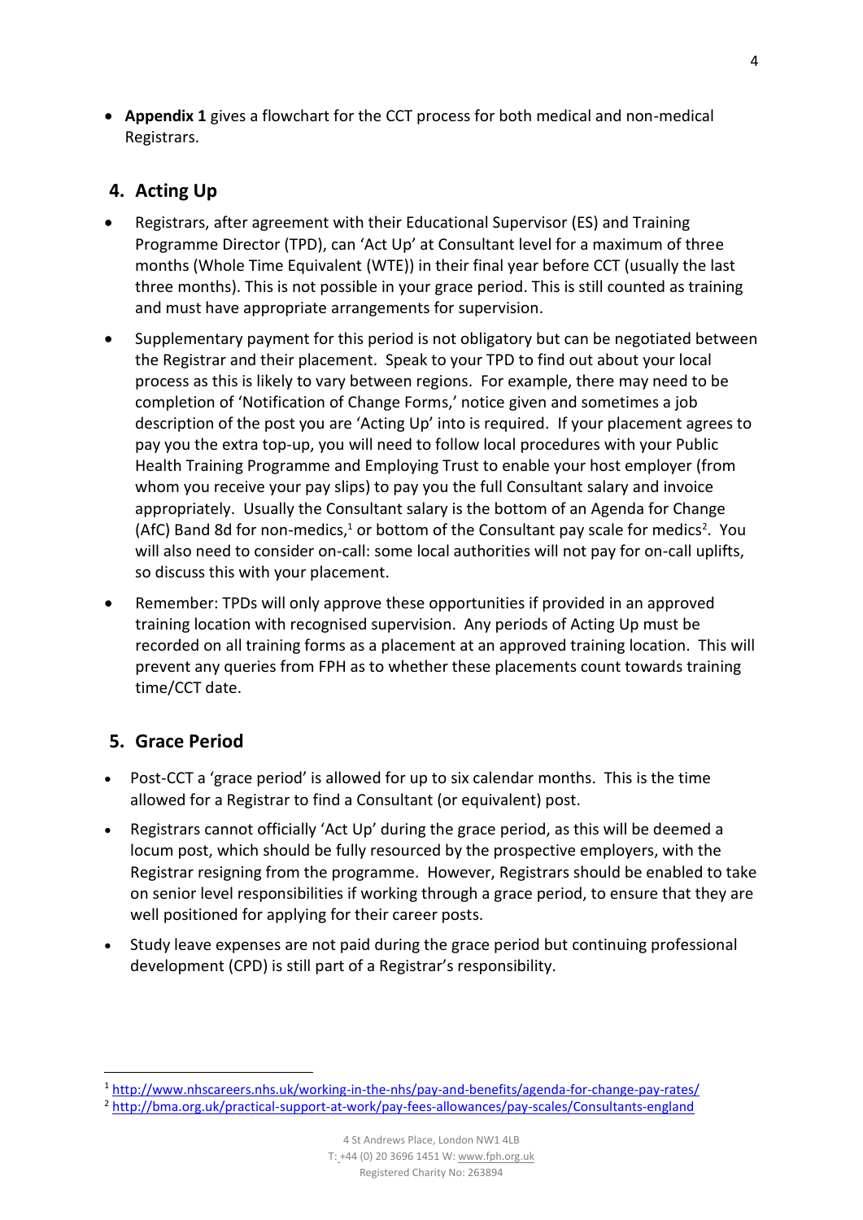- **Appendix 1** gives a flowchart for the CCT process for both medical and non-medical Registrars.

## 4. Acting Up

- Registrars, after agreement with their Educational Supervisor (ES) and Training Programme Director (TPD), can 'Act Up' at Consultant level for a maximum of three months (Whole Time Equivalent (WTE)) in their final year before CCT (usually the last three months). This is not possible in your grace period. This is still counted as training and must have appropriate arrangements for supervision.
- Supplementary payment for this period is not obligatory but can be negotiated between the Registrar and their placement. Speak to your TPD to find out about your local process as this is likely to vary between regions. For example, there may need to be completion of 'Notification of Change Forms,' notice given and sometimes a job description of the post you are 'Acting Up' into is required. If your placement agrees to pay you the extra top-up, you will need to follow local procedures with your Public Health Training Programme and Employing Trust to enable your host employer (from whom you receive your pay slips) to pay you the full Consultant salary and invoice appropriately. Usually the Consultant salary is the bottom of an Agenda for Change (AfC) Band 8d for non-medics,[1] or bottom of the Consultant pay scale for medics[2]. You will also need to consider on-call: some local authorities will not pay for on-call uplifts, so discuss this with your placement.
- Remember: TPDs will only approve these opportunities if provided in an approved training location with recognised supervision. Any periods of Acting Up must be recorded on all training forms as a placement at an approved training location. This will prevent any queries from FPH as to whether these placements count towards training time/CCT date.

## 5. Grace Period

- Post-CCT a 'grace period' is allowed for up to six calendar months. This is the time allowed for a Registrar to find a Consultant (or equivalent) post.
- Registrars cannot officially 'Act Up' during the grace period, as this will be deemed a locum post, which should be fully resourced by the prospective employers, with the Registrar resigning from the programme. However, Registrars should be enabled to take on senior level responsibilities if working through a grace period, to ensure that they are well positioned for applying for their career posts.
- Study leave expenses are not paid during the grace period but continuing professional development (CPD) is still part of a Registrar's responsibility.

---

[1] http://www.nhscareers.nhs.uk/working-in-the-nhs/pay-and-benefits/agenda-for-change-pay-rates/

[2] http://bma.org.uk/practical-support-at-work/pay-fees-allowances/pay-scales/Consultants-england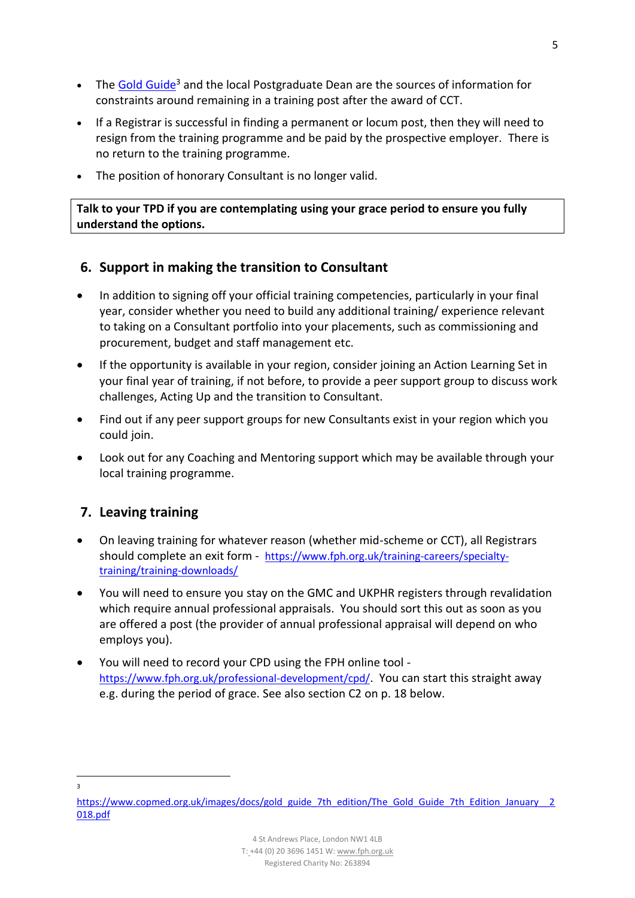- The [Gold Guide][3] and the local Postgraduate Dean are the sources of information for constraints around remaining in a training post after the award of CCT.
- If a Registrar is successful in finding a permanent or locum post, then they will need to resign from the training programme and be paid by the prospective employer. There is no return to the training programme.
- The position of honorary Consultant is no longer valid.

**Talk to your TPD if you are contemplating using your grace period to ensure you fully understand the options.**

## 6. Support in making the transition to Consultant

- In addition to signing off your official training competencies, particularly in your final year, consider whether you need to build any additional training/ experience relevant to taking on a Consultant portfolio into your placements, such as commissioning and procurement, budget and staff management etc.
- If the opportunity is available in your region, consider joining an Action Learning Set in your final year of training, if not before, to provide a peer support group to discuss work challenges, Acting Up and the transition to Consultant.
- Find out if any peer support groups for new Consultants exist in your region which you could join.
- Look out for any Coaching and Mentoring support which may be available through your local training programme.

## 7. Leaving training

- On leaving training for whatever reason (whether mid-scheme or CCT), all Registrars should complete an exit form - https://www.fph.org.uk/training-careers/specialty-training/training-downloads/
- You will need to ensure you stay on the GMC and UKPHR registers through revalidation which require annual professional appraisals. You should sort this out as soon as you are offered a post (the provider of annual professional appraisal will depend on who employs you).
- You will need to record your CPD using the FPH online tool - https://www.fph.org.uk/professional-development/cpd/. You can start this straight away e.g. during the period of grace. See also section C2 on p. 18 below.

---

[3] https://www.copmed.org.uk/images/docs/gold_guide_7th_edition/The_Gold_Guide_7th_Edition_January__2018.pdf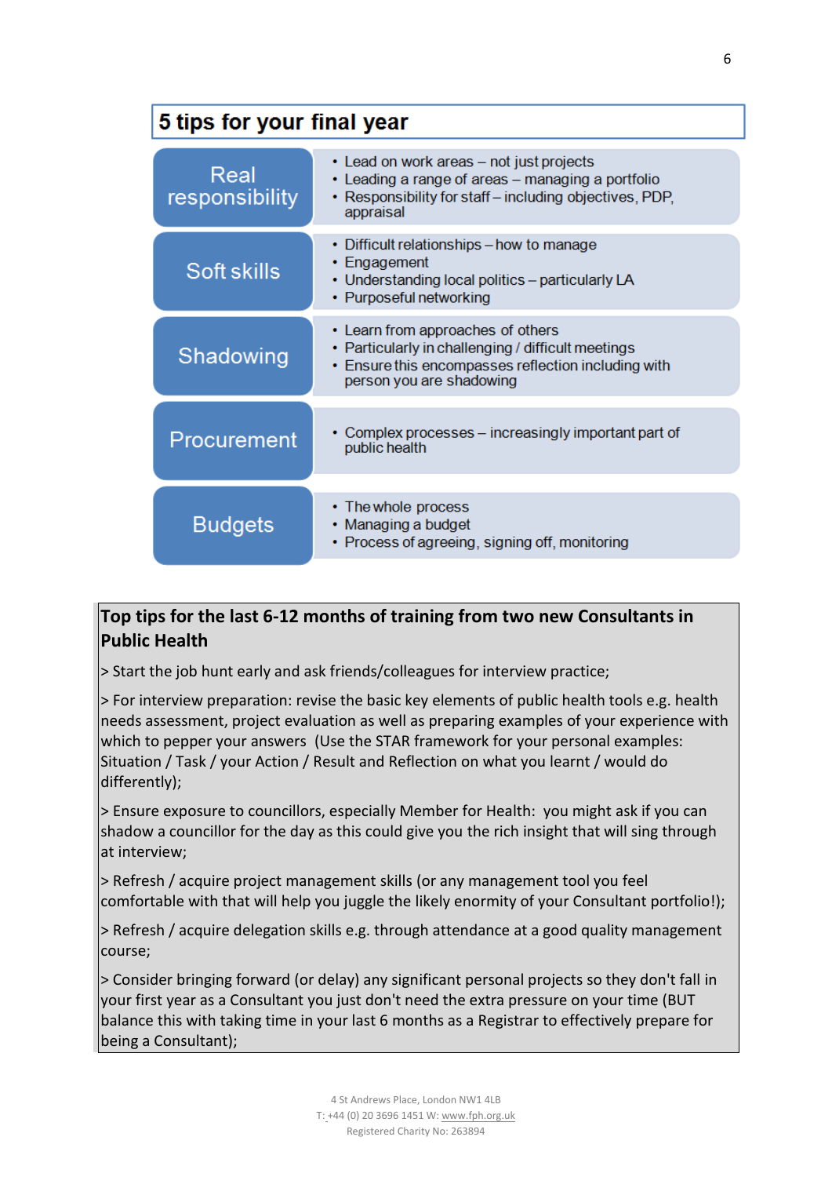## 5 tips for your final year

| | |
|---|---|
| **Real responsibility** | • Lead on work areas – not just projects<br>• Leading a range of areas – managing a portfolio<br>• Responsibility for staff – including objectives, PDP, appraisal |
| **Soft skills** | • Difficult relationships – how to manage<br>• Engagement<br>• Understanding local politics – particularly LA<br>• Purposeful networking |
| **Shadowing** | • Learn from approaches of others<br>• Particularly in challenging / difficult meetings<br>• Ensure this encompasses reflection including with person you are shadowing |
| **Procurement** | • Complex processes – increasingly important part of public health |
| **Budgets** | • The whole process<br>• Managing a budget<br>• Process of agreeing, signing off, monitoring |

### Top tips for the last 6-12 months of training from two new Consultants in Public Health

> Start the job hunt early and ask friends/colleagues for interview practice;

> For interview preparation: revise the basic key elements of public health tools e.g. health needs assessment, project evaluation as well as preparing examples of your experience with which to pepper your answers (Use the STAR framework for your personal examples: Situation / Task / your Action / Result and Reflection on what you learnt / would do differently);

> Ensure exposure to councillors, especially Member for Health: you might ask if you can shadow a councillor for the day as this could give you the rich insight that will sing through at interview;

> Refresh / acquire project management skills (or any management tool you feel comfortable with that will help you juggle the likely enormity of your Consultant portfolio!);

> Refresh / acquire delegation skills e.g. through attendance at a good quality management course;

> Consider bringing forward (or delay) any significant personal projects so they don't fall in your first year as a Consultant you just don't need the extra pressure on your time (BUT balance this with taking time in your last 6 months as a Registrar to effectively prepare for being a Consultant);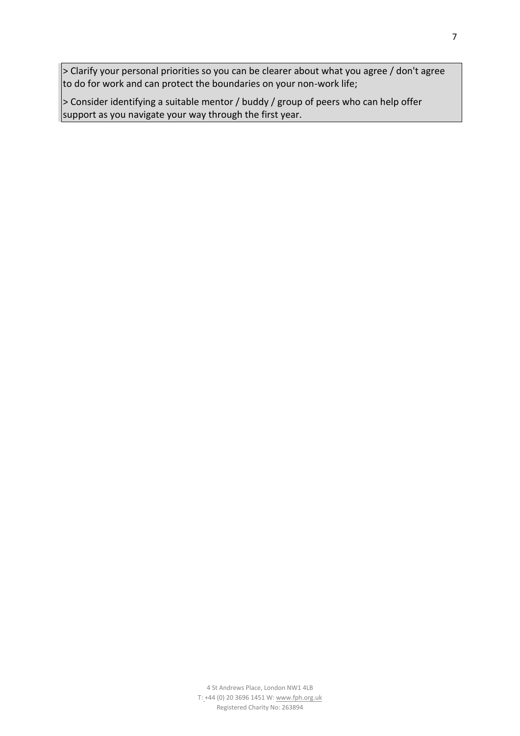> Clarify your personal priorities so you can be clearer about what you agree / don't agree to do for work and can protect the boundaries on your non-work life;

> Consider identifying a suitable mentor / buddy / group of peers who can help offer support as you navigate your way through the first year.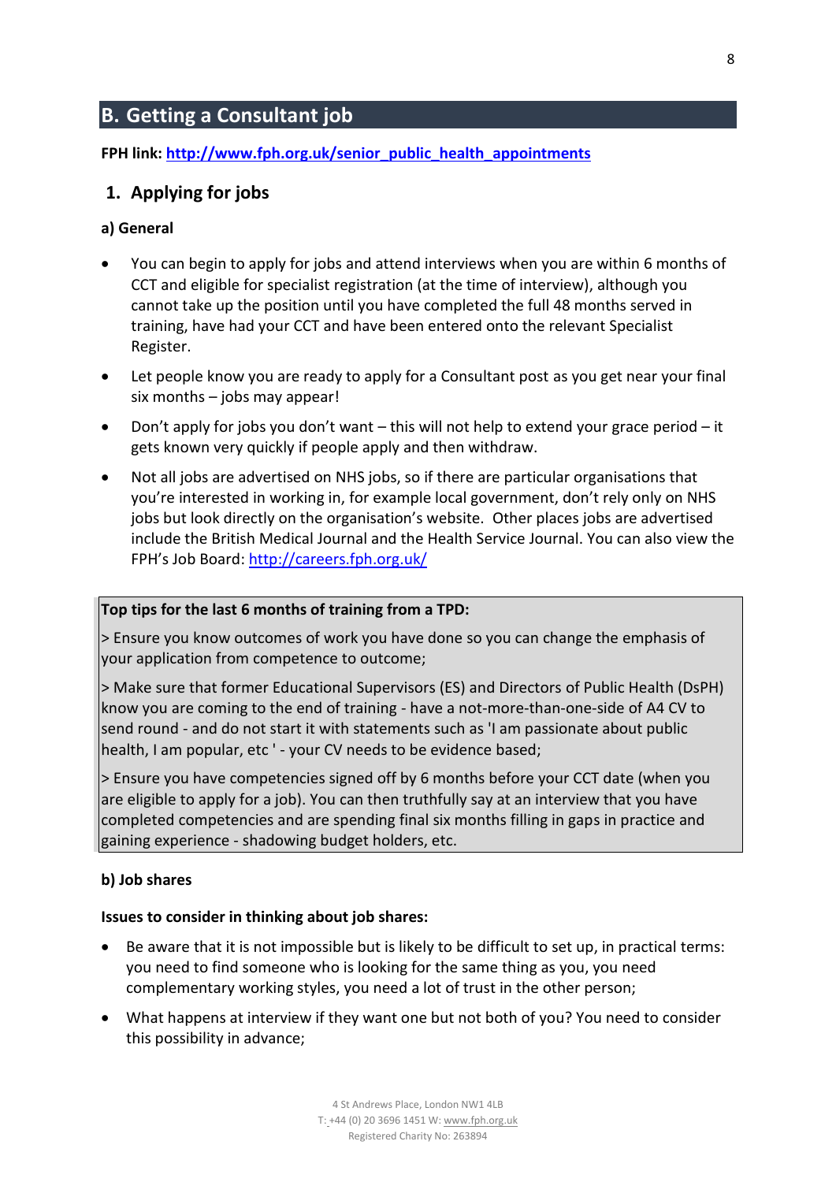## B. Getting a Consultant job

**FPH link: [http://www.fph.org.uk/senior_public_health_appointments](http://www.fph.org.uk/senior_public_health_appointments)**

### 1. Applying for jobs

**a) General**

- You can begin to apply for jobs and attend interviews when you are within 6 months of CCT and eligible for specialist registration (at the time of interview), although you cannot take up the position until you have completed the full 48 months served in training, have had your CCT and have been entered onto the relevant Specialist Register.
- Let people know you are ready to apply for a Consultant post as you get near your final six months – jobs may appear!
- Don't apply for jobs you don't want – this will not help to extend your grace period – it gets known very quickly if people apply and then withdraw.
- Not all jobs are advertised on NHS jobs, so if there are particular organisations that you're interested in working in, for example local government, don't rely only on NHS jobs but look directly on the organisation's website. Other places jobs are advertised include the British Medical Journal and the Health Service Journal. You can also view the FPH's Job Board: [http://careers.fph.org.uk/](http://careers.fph.org.uk/)

> **Top tips for the last 6 months of training from a TPD:**
>
> > Ensure you know outcomes of work you have done so you can change the emphasis of your application from competence to outcome;
>
> > Make sure that former Educational Supervisors (ES) and Directors of Public Health (DsPH) know you are coming to the end of training - have a not-more-than-one-side of A4 CV to send round - and do not start it with statements such as 'I am passionate about public health, I am popular, etc ' - your CV needs to be evidence based;
>
> > Ensure you have competencies signed off by 6 months before your CCT date (when you are eligible to apply for a job). You can then truthfully say at an interview that you have completed competencies and are spending final six months filling in gaps in practice and gaining experience - shadowing budget holders, etc.

**b) Job shares**

**Issues to consider in thinking about job shares:**

- Be aware that it is not impossible but is likely to be difficult to set up, in practical terms: you need to find someone who is looking for the same thing as you, you need complementary working styles, you need a lot of trust in the other person;
- What happens at interview if they want one but not both of you? You need to consider this possibility in advance;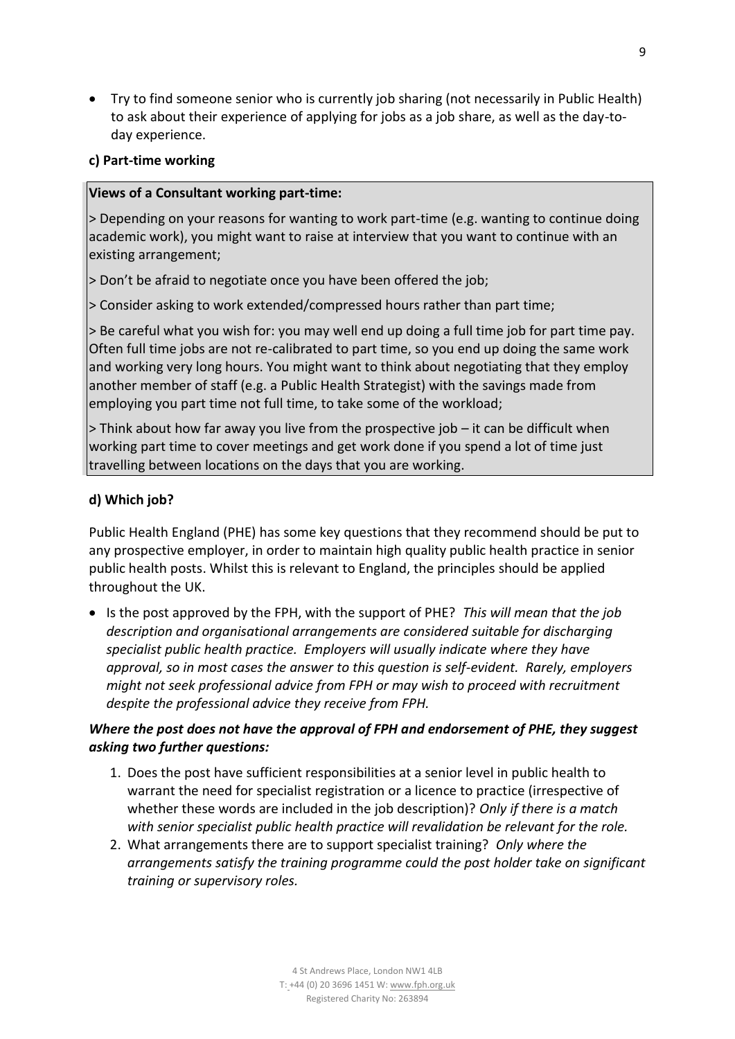- Try to find someone senior who is currently job sharing (not necessarily in Public Health) to ask about their experience of applying for jobs as a job share, as well as the day-to-day experience.

**c) Part-time working**

**Views of a Consultant working part-time:**

> Depending on your reasons for wanting to work part-time (e.g. wanting to continue doing academic work), you might want to raise at interview that you want to continue with an existing arrangement;

> Don't be afraid to negotiate once you have been offered the job;

> Consider asking to work extended/compressed hours rather than part time;

> Be careful what you wish for: you may well end up doing a full time job for part time pay. Often full time jobs are not re-calibrated to part time, so you end up doing the same work and working very long hours. You might want to think about negotiating that they employ another member of staff (e.g. a Public Health Strategist) with the savings made from employing you part time not full time, to take some of the workload;

> Think about how far away you live from the prospective job – it can be difficult when working part time to cover meetings and get work done if you spend a lot of time just travelling between locations on the days that you are working.

**d) Which job?**

Public Health England (PHE) has some key questions that they recommend should be put to any prospective employer, in order to maintain high quality public health practice in senior public health posts. Whilst this is relevant to England, the principles should be applied throughout the UK.

- Is the post approved by the FPH, with the support of PHE? *This will mean that the job description and organisational arrangements are considered suitable for discharging specialist public health practice. Employers will usually indicate where they have approval, so in most cases the answer to this question is self-evident. Rarely, employers might not seek professional advice from FPH or may wish to proceed with recruitment despite the professional advice they receive from FPH.*

***Where the post does not have the approval of FPH and endorsement of PHE, they suggest asking two further questions:***

1. Does the post have sufficient responsibilities at a senior level in public health to warrant the need for specialist registration or a licence to practice (irrespective of whether these words are included in the job description)? *Only if there is a match with senior specialist public health practice will revalidation be relevant for the role.*
2. What arrangements there are to support specialist training? *Only where the arrangements satisfy the training programme could the post holder take on significant training or supervisory roles.*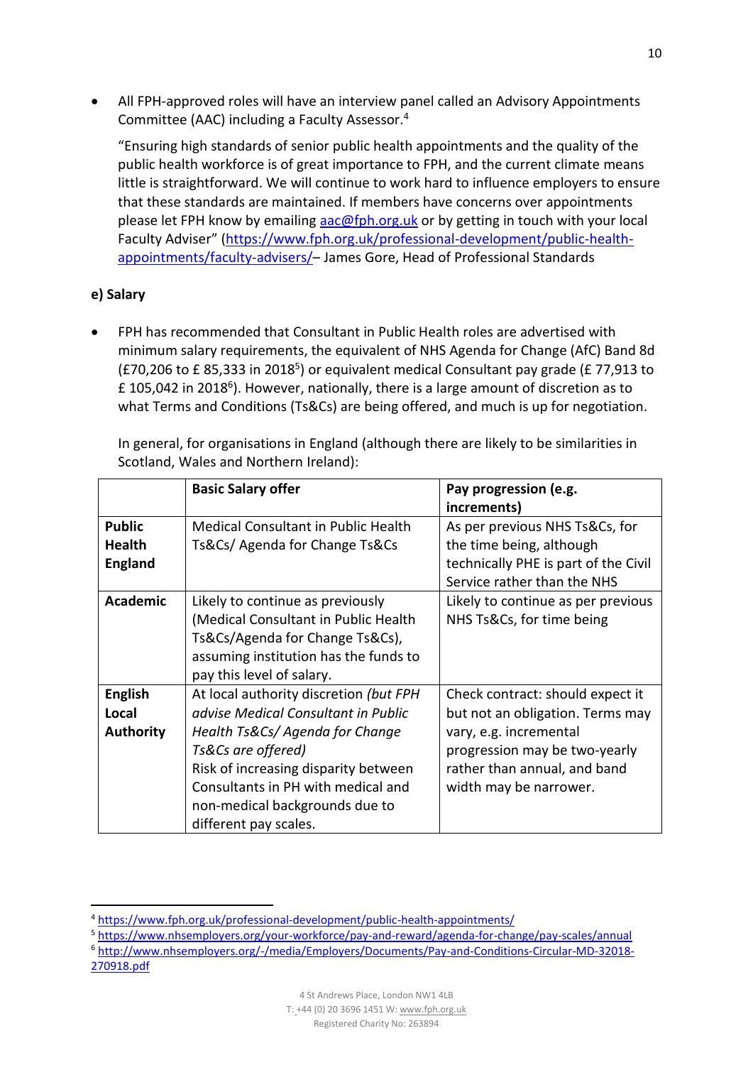- All FPH-approved roles will have an interview panel called an Advisory Appointments Committee (AAC) including a Faculty Assessor.[4]

  "Ensuring high standards of senior public health appointments and the quality of the public health workforce is of great importance to FPH, and the current climate means little is straightforward. We will continue to work hard to influence employers to ensure that these standards are maintained. If members have concerns over appointments please let FPH know by emailing aac@fph.org.uk or by getting in touch with your local Faculty Adviser" (https://www.fph.org.uk/professional-development/public-health-appointments/faculty-advisers/– James Gore, Head of Professional Standards

**e) Salary**

- FPH has recommended that Consultant in Public Health roles are advertised with minimum salary requirements, the equivalent of NHS Agenda for Change (AfC) Band 8d (£70,206 to £ 85,333 in 2018[5]) or equivalent medical Consultant pay grade (£ 77,913 to £ 105,042 in 2018[6]). However, nationally, there is a large amount of discretion as to what Terms and Conditions (Ts&Cs) are being offered, and much is up for negotiation.

  In general, for organisations in England (although there are likely to be similarities in Scotland, Wales and Northern Ireland):

| | **Basic Salary offer** | **Pay progression (e.g. increments)** |
|---|---|---|
| **Public Health England** | Medical Consultant in Public Health Ts&Cs/ Agenda for Change Ts&Cs | As per previous NHS Ts&Cs, for the time being, although technically PHE is part of the Civil Service rather than the NHS |
| **Academic** | Likely to continue as previously (Medical Consultant in Public Health Ts&Cs/Agenda for Change Ts&Cs), assuming institution has the funds to pay this level of salary. | Likely to continue as per previous NHS Ts&Cs, for time being |
| **English Local Authority** | At local authority discretion *(but FPH advise Medical Consultant in Public Health Ts&Cs/ Agenda for Change Ts&Cs are offered)* Risk of increasing disparity between Consultants in PH with medical and non-medical backgrounds due to different pay scales. | Check contract: should expect it but not an obligation. Terms may vary, e.g. incremental progression may be two-yearly rather than annual, and band width may be narrower. |

[4] https://www.fph.org.uk/professional-development/public-health-appointments/

[5] https://www.nhsemployers.org/your-workforce/pay-and-reward/agenda-for-change/pay-scales/annual

[6] http://www.nhsemployers.org/-/media/Employers/Documents/Pay-and-Conditions-Circular-MD-32018-270918.pdf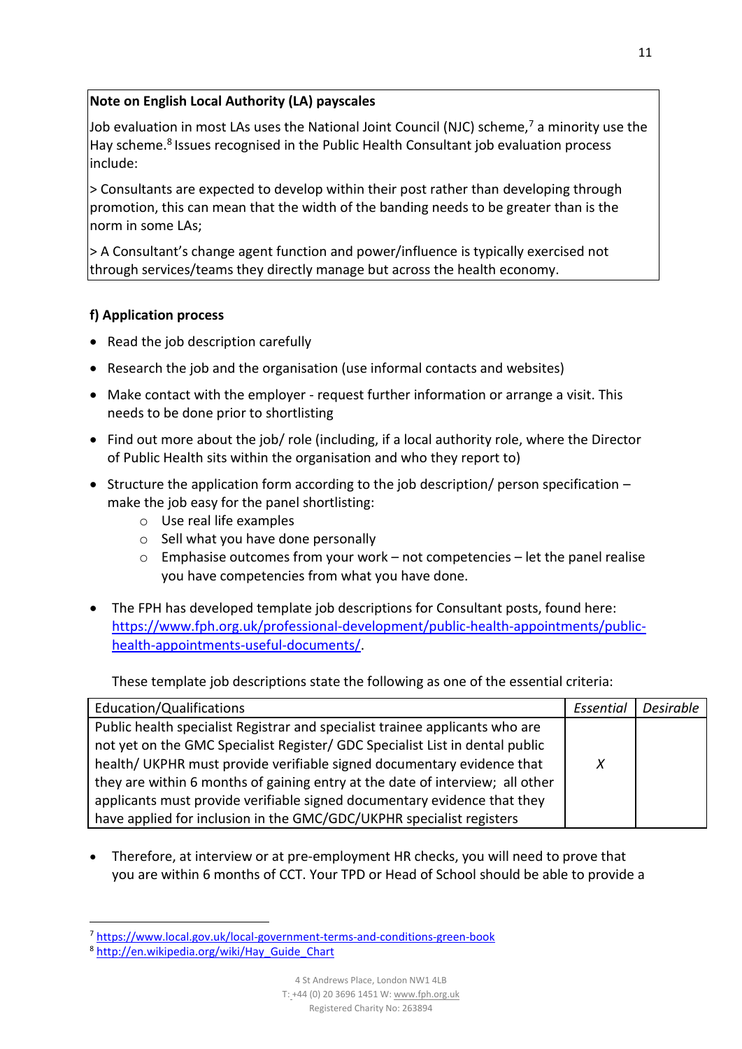**Note on English Local Authority (LA) payscales**

Job evaluation in most LAs uses the National Joint Council (NJC) scheme,[7] a minority use the Hay scheme.[8] Issues recognised in the Public Health Consultant job evaluation process include:

> Consultants are expected to develop within their post rather than developing through promotion, this can mean that the width of the banding needs to be greater than is the norm in some LAs;

> A Consultant's change agent function and power/influence is typically exercised not through services/teams they directly manage but across the health economy.

**f) Application process**

- Read the job description carefully
- Research the job and the organisation (use informal contacts and websites)
- Make contact with the employer - request further information or arrange a visit. This needs to be done prior to shortlisting
- Find out more about the job/ role (including, if a local authority role, where the Director of Public Health sits within the organisation and who they report to)
- Structure the application form according to the job description/ person specification – make the job easy for the panel shortlisting:
  - Use real life examples
  - Sell what you have done personally
  - Emphasise outcomes from your work – not competencies – let the panel realise you have competencies from what you have done.
- The FPH has developed template job descriptions for Consultant posts, found here: https://www.fph.org.uk/professional-development/public-health-appointments/public-health-appointments-useful-documents/.

  These template job descriptions state the following as one of the essential criteria:

| Education/Qualifications | *Essential* | *Desirable* |
|---|---|---|
| Public health specialist Registrar and specialist trainee applicants who are not yet on the GMC Specialist Register/ GDC Specialist List in dental public health/ UKPHR must provide verifiable signed documentary evidence that they are within 6 months of gaining entry at the date of interview; all other applicants must provide verifiable signed documentary evidence that they have applied for inclusion in the GMC/GDC/UKPHR specialist registers | *X* | |

- Therefore, at interview or at pre-employment HR checks, you will need to prove that you are within 6 months of CCT. Your TPD or Head of School should be able to provide a

[7] https://www.local.gov.uk/local-government-terms-and-conditions-green-book
[8] http://en.wikipedia.org/wiki/Hay_Guide_Chart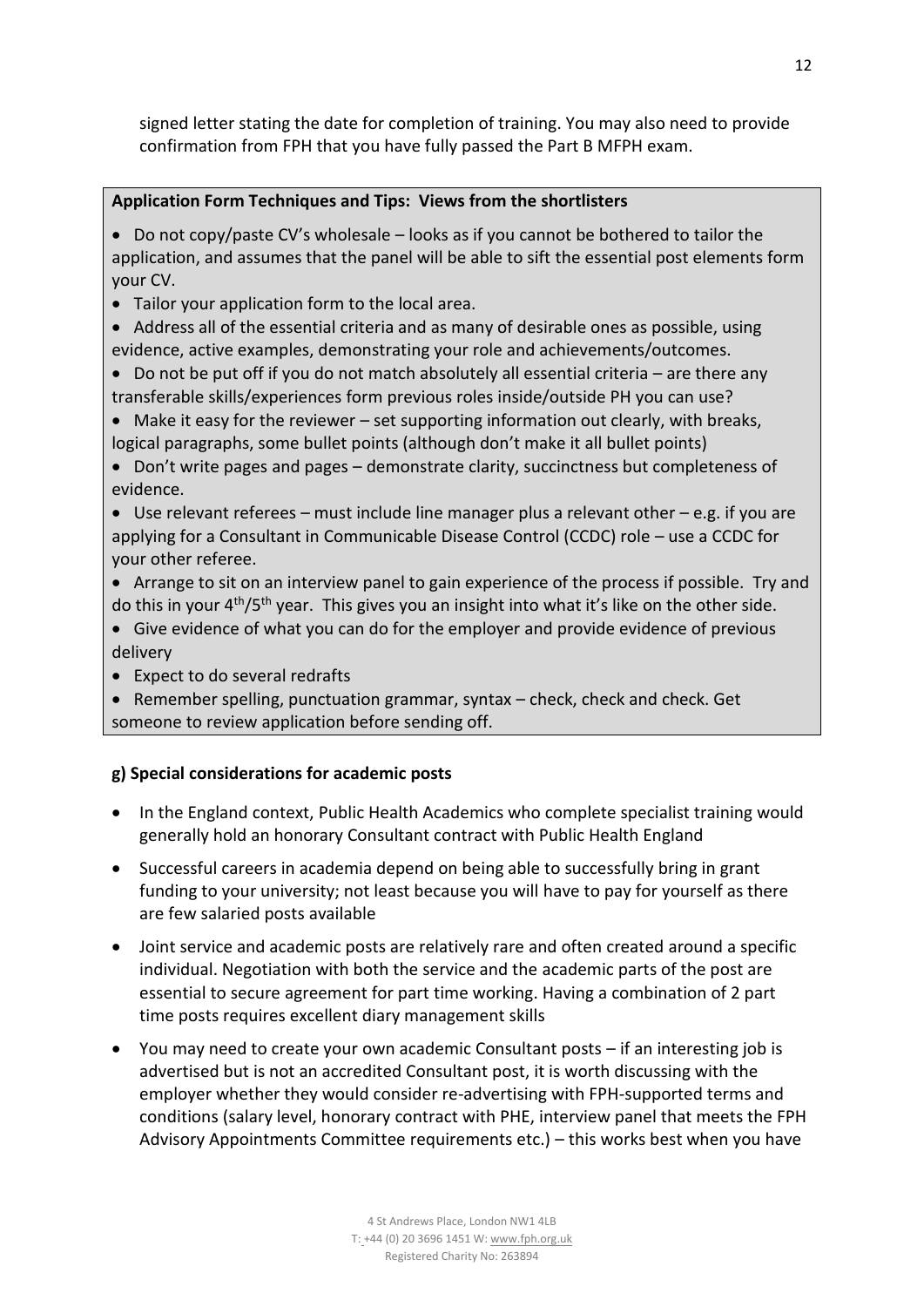signed letter stating the date for completion of training. You may also need to provide confirmation from FPH that you have fully passed the Part B MFPH exam.

**Application Form Techniques and Tips: Views from the shortlisters**

- Do not copy/paste CV's wholesale – looks as if you cannot be bothered to tailor the application, and assumes that the panel will be able to sift the essential post elements form your CV.
- Tailor your application form to the local area.
- Address all of the essential criteria and as many of desirable ones as possible, using evidence, active examples, demonstrating your role and achievements/outcomes.
- Do not be put off if you do not match absolutely all essential criteria – are there any transferable skills/experiences form previous roles inside/outside PH you can use?
- Make it easy for the reviewer – set supporting information out clearly, with breaks, logical paragraphs, some bullet points (although don't make it all bullet points)
- Don't write pages and pages – demonstrate clarity, succinctness but completeness of evidence.
- Use relevant referees – must include line manager plus a relevant other – e.g. if you are applying for a Consultant in Communicable Disease Control (CCDC) role – use a CCDC for your other referee.
- Arrange to sit on an interview panel to gain experience of the process if possible. Try and do this in your 4th/5th year. This gives you an insight into what it's like on the other side.
- Give evidence of what you can do for the employer and provide evidence of previous delivery
- Expect to do several redrafts
- Remember spelling, punctuation grammar, syntax – check, check and check. Get someone to review application before sending off.

**g) Special considerations for academic posts**

- In the England context, Public Health Academics who complete specialist training would generally hold an honorary Consultant contract with Public Health England
- Successful careers in academia depend on being able to successfully bring in grant funding to your university; not least because you will have to pay for yourself as there are few salaried posts available
- Joint service and academic posts are relatively rare and often created around a specific individual. Negotiation with both the service and the academic parts of the post are essential to secure agreement for part time working. Having a combination of 2 part time posts requires excellent diary management skills
- You may need to create your own academic Consultant posts – if an interesting job is advertised but is not an accredited Consultant post, it is worth discussing with the employer whether they would consider re-advertising with FPH-supported terms and conditions (salary level, honorary contract with PHE, interview panel that meets the FPH Advisory Appointments Committee requirements etc.) – this works best when you have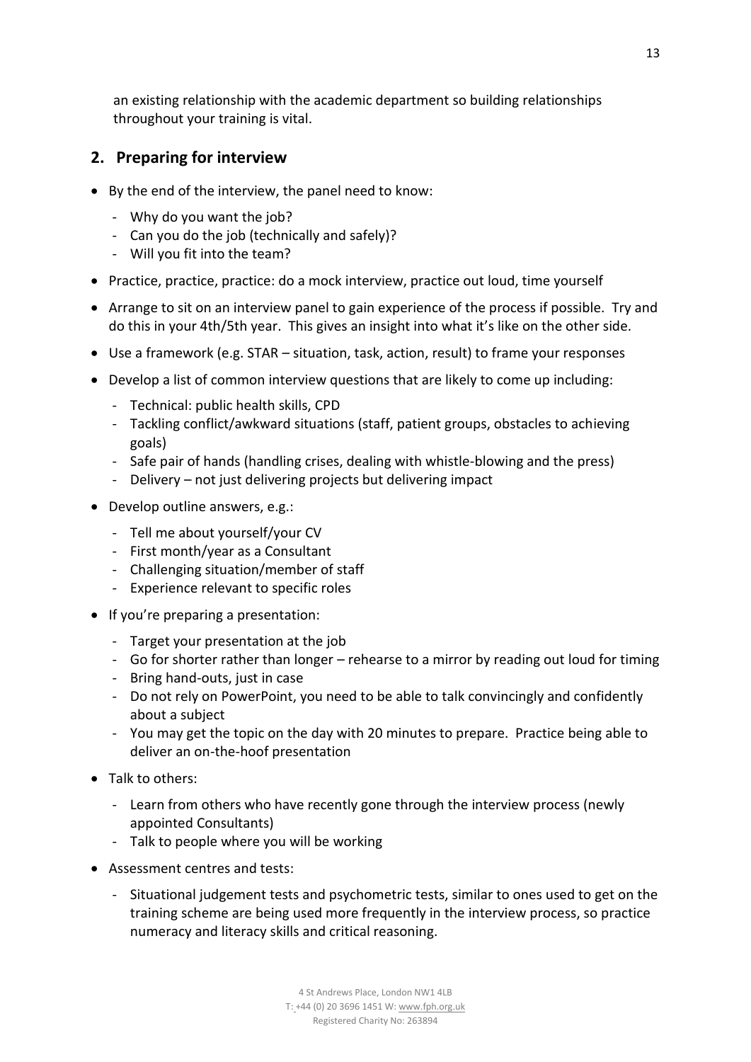an existing relationship with the academic department so building relationships throughout your training is vital.

## 2. Preparing for interview

- By the end of the interview, the panel need to know:
  - Why do you want the job?
  - Can you do the job (technically and safely)?
  - Will you fit into the team?
- Practice, practice, practice: do a mock interview, practice out loud, time yourself
- Arrange to sit on an interview panel to gain experience of the process if possible. Try and do this in your 4th/5th year. This gives an insight into what it's like on the other side.
- Use a framework (e.g. STAR – situation, task, action, result) to frame your responses
- Develop a list of common interview questions that are likely to come up including:
  - Technical: public health skills, CPD
  - Tackling conflict/awkward situations (staff, patient groups, obstacles to achieving goals)
  - Safe pair of hands (handling crises, dealing with whistle-blowing and the press)
  - Delivery – not just delivering projects but delivering impact
- Develop outline answers, e.g.:
  - Tell me about yourself/your CV
  - First month/year as a Consultant
  - Challenging situation/member of staff
  - Experience relevant to specific roles
- If you're preparing a presentation:
  - Target your presentation at the job
  - Go for shorter rather than longer – rehearse to a mirror by reading out loud for timing
  - Bring hand-outs, just in case
  - Do not rely on PowerPoint, you need to be able to talk convincingly and confidently about a subject
  - You may get the topic on the day with 20 minutes to prepare. Practice being able to deliver an on-the-hoof presentation
- Talk to others:
  - Learn from others who have recently gone through the interview process (newly appointed Consultants)
  - Talk to people where you will be working
- Assessment centres and tests:
  - Situational judgement tests and psychometric tests, similar to ones used to get on the training scheme are being used more frequently in the interview process, so practice numeracy and literacy skills and critical reasoning.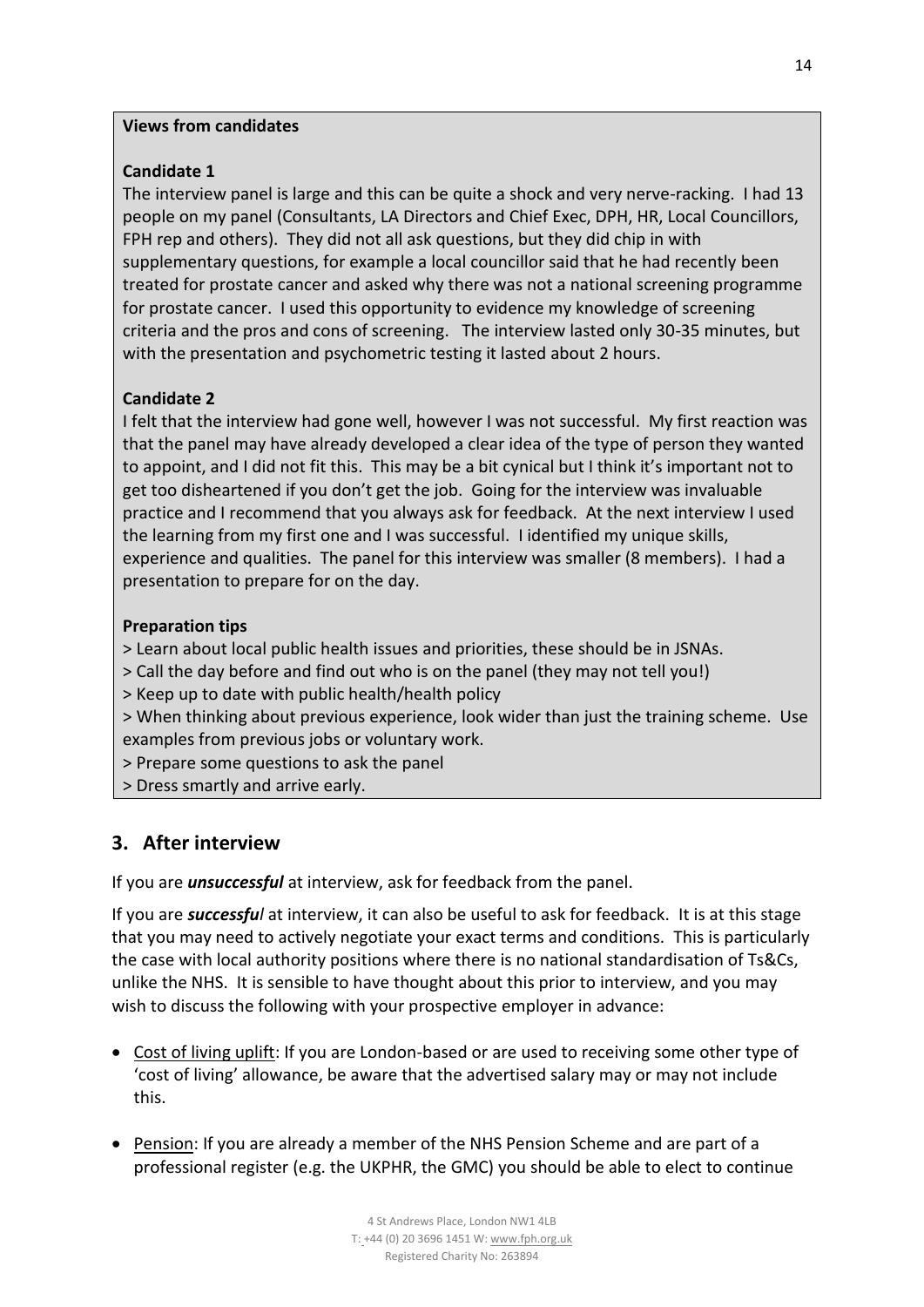**Views from candidates**

**Candidate 1**

The interview panel is large and this can be quite a shock and very nerve-racking. I had 13 people on my panel (Consultants, LA Directors and Chief Exec, DPH, HR, Local Councillors, FPH rep and others). They did not all ask questions, but they did chip in with supplementary questions, for example a local councillor said that he had recently been treated for prostate cancer and asked why there was not a national screening programme for prostate cancer. I used this opportunity to evidence my knowledge of screening criteria and the pros and cons of screening. The interview lasted only 30-35 minutes, but with the presentation and psychometric testing it lasted about 2 hours.

**Candidate 2**

I felt that the interview had gone well, however I was not successful. My first reaction was that the panel may have already developed a clear idea of the type of person they wanted to appoint, and I did not fit this. This may be a bit cynical but I think it's important not to get too disheartened if you don't get the job. Going for the interview was invaluable practice and I recommend that you always ask for feedback. At the next interview I used the learning from my first one and I was successful. I identified my unique skills, experience and qualities. The panel for this interview was smaller (8 members). I had a presentation to prepare for on the day.

**Preparation tips**

> Learn about local public health issues and priorities, these should be in JSNAs.
> Call the day before and find out who is on the panel (they may not tell you!)
> Keep up to date with public health/health policy
> When thinking about previous experience, look wider than just the training scheme. Use examples from previous jobs or voluntary work.
> Prepare some questions to ask the panel
> Dress smartly and arrive early.

## 3. After interview

If you are ***unsuccessful*** at interview, ask for feedback from the panel.

If you are ***successful*** at interview, it can also be useful to ask for feedback. It is at this stage that you may need to actively negotiate your exact terms and conditions. This is particularly the case with local authority positions where there is no national standardisation of Ts&Cs, unlike the NHS. It is sensible to have thought about this prior to interview, and you may wish to discuss the following with your prospective employer in advance:

- Cost of living uplift: If you are London-based or are used to receiving some other type of 'cost of living' allowance, be aware that the advertised salary may or may not include this.
- Pension: If you are already a member of the NHS Pension Scheme and are part of a professional register (e.g. the UKPHR, the GMC) you should be able to elect to continue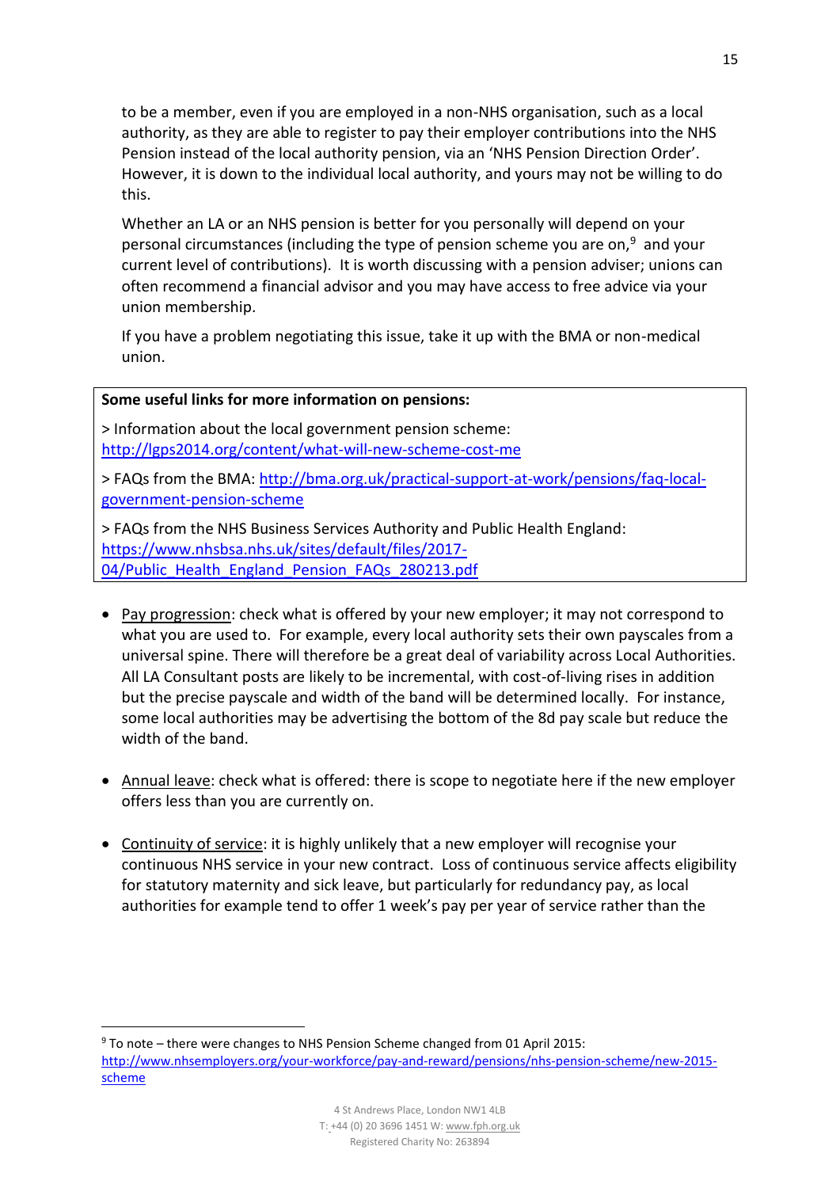to be a member, even if you are employed in a non-NHS organisation, such as a local authority, as they are able to register to pay their employer contributions into the NHS Pension instead of the local authority pension, via an 'NHS Pension Direction Order'. However, it is down to the individual local authority, and yours may not be willing to do this.

Whether an LA or an NHS pension is better for you personally will depend on your personal circumstances (including the type of pension scheme you are on,[9] and your current level of contributions). It is worth discussing with a pension adviser; unions can often recommend a financial advisor and you may have access to free advice via your union membership.

If you have a problem negotiating this issue, take it up with the BMA or non-medical union.

**Some useful links for more information on pensions:**

> Information about the local government pension scheme: http://lgps2014.org/content/what-will-new-scheme-cost-me

> FAQs from the BMA: http://bma.org.uk/practical-support-at-work/pensions/faq-local-government-pension-scheme

> FAQs from the NHS Business Services Authority and Public Health England: https://www.nhsbsa.nhs.uk/sites/default/files/2017-04/Public_Health_England_Pension_FAQs_280213.pdf

- Pay progression: check what is offered by your new employer; it may not correspond to what you are used to. For example, every local authority sets their own payscales from a universal spine. There will therefore be a great deal of variability across Local Authorities. All LA Consultant posts are likely to be incremental, with cost-of-living rises in addition but the precise payscale and width of the band will be determined locally. For instance, some local authorities may be advertising the bottom of the 8d pay scale but reduce the width of the band.

- Annual leave: check what is offered: there is scope to negotiate here if the new employer offers less than you are currently on.

- Continuity of service: it is highly unlikely that a new employer will recognise your continuous NHS service in your new contract. Loss of continuous service affects eligibility for statutory maternity and sick leave, but particularly for redundancy pay, as local authorities for example tend to offer 1 week's pay per year of service rather than the

[9] To note – there were changes to NHS Pension Scheme changed from 01 April 2015: http://www.nhsemployers.org/your-workforce/pay-and-reward/pensions/nhs-pension-scheme/new-2015-scheme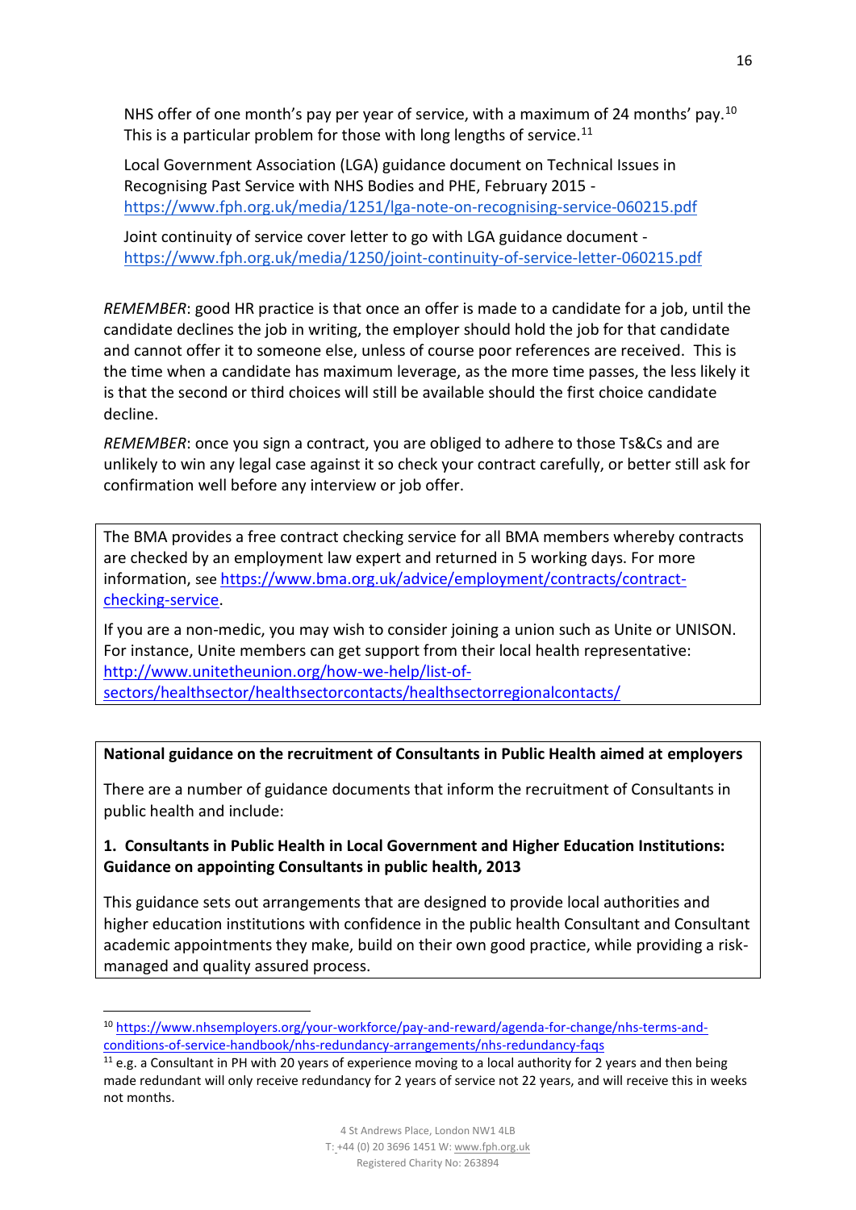NHS offer of one month's pay per year of service, with a maximum of 24 months' pay.[10] This is a particular problem for those with long lengths of service.[11]

Local Government Association (LGA) guidance document on Technical Issues in Recognising Past Service with NHS Bodies and PHE, February 2015 - https://www.fph.org.uk/media/1251/lga-note-on-recognising-service-060215.pdf

Joint continuity of service cover letter to go with LGA guidance document - https://www.fph.org.uk/media/1250/joint-continuity-of-service-letter-060215.pdf

*REMEMBER*: good HR practice is that once an offer is made to a candidate for a job, until the candidate declines the job in writing, the employer should hold the job for that candidate and cannot offer it to someone else, unless of course poor references are received. This is the time when a candidate has maximum leverage, as the more time passes, the less likely it is that the second or third choices will still be available should the first choice candidate decline.

*REMEMBER*: once you sign a contract, you are obliged to adhere to those Ts&Cs and are unlikely to win any legal case against it so check your contract carefully, or better still ask for confirmation well before any interview or job offer.

The BMA provides a free contract checking service for all BMA members whereby contracts are checked by an employment law expert and returned in 5 working days. For more information, see https://www.bma.org.uk/advice/employment/contracts/contract-checking-service.

If you are a non-medic, you may wish to consider joining a union such as Unite or UNISON. For instance, Unite members can get support from their local health representative: http://www.unitetheunion.org/how-we-help/list-of-sectors/healthsector/healthsectorcontacts/healthsectorregionalcontacts/

**National guidance on the recruitment of Consultants in Public Health aimed at employers**

There are a number of guidance documents that inform the recruitment of Consultants in public health and include:

**1. Consultants in Public Health in Local Government and Higher Education Institutions: Guidance on appointing Consultants in public health, 2013**

This guidance sets out arrangements that are designed to provide local authorities and higher education institutions with confidence in the public health Consultant and Consultant academic appointments they make, build on their own good practice, while providing a risk-managed and quality assured process.

---

[10] https://www.nhsemployers.org/your-workforce/pay-and-reward/agenda-for-change/nhs-terms-and-conditions-of-service-handbook/nhs-redundancy-arrangements/nhs-redundancy-faqs

[11] e.g. a Consultant in PH with 20 years of experience moving to a local authority for 2 years and then being made redundant will only receive redundancy for 2 years of service not 22 years, and will receive this in weeks not months.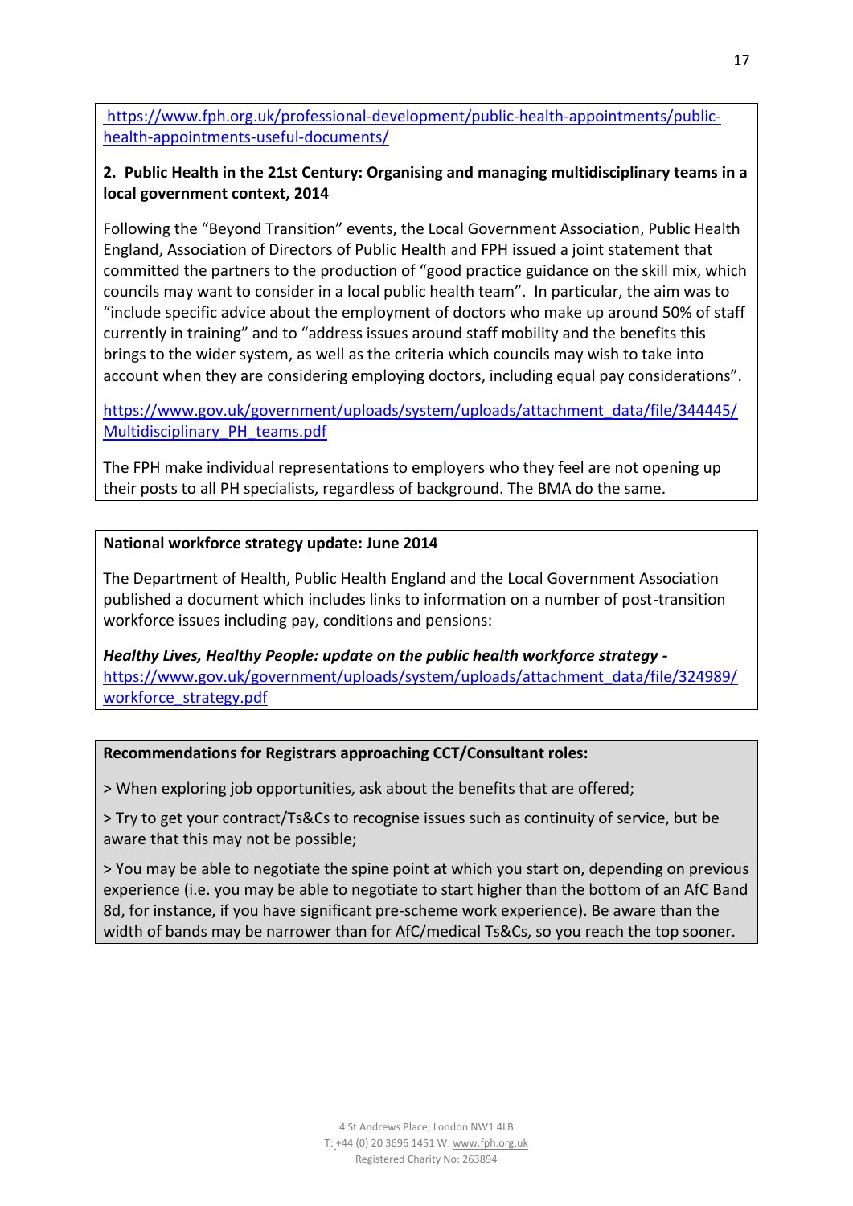https://www.fph.org.uk/professional-development/public-health-appointments/public-health-appointments-useful-documents/

**2. Public Health in the 21st Century: Organising and managing multidisciplinary teams in a local government context, 2014**

Following the "Beyond Transition" events, the Local Government Association, Public Health England, Association of Directors of Public Health and FPH issued a joint statement that committed the partners to the production of "good practice guidance on the skill mix, which councils may want to consider in a local public health team". In particular, the aim was to "include specific advice about the employment of doctors who make up around 50% of staff currently in training" and to "address issues around staff mobility and the benefits this brings to the wider system, as well as the criteria which councils may wish to take into account when they are considering employing doctors, including equal pay considerations".

https://www.gov.uk/government/uploads/system/uploads/attachment_data/file/344445/Multidisciplinary_PH_teams.pdf

The FPH make individual representations to employers who they feel are not opening up their posts to all PH specialists, regardless of background. The BMA do the same.

**National workforce strategy update: June 2014**

The Department of Health, Public Health England and the Local Government Association published a document which includes links to information on a number of post-transition workforce issues including pay, conditions and pensions:

***Healthy Lives, Healthy People: update on the public health workforce strategy -*** https://www.gov.uk/government/uploads/system/uploads/attachment_data/file/324989/workforce_strategy.pdf

**Recommendations for Registrars approaching CCT/Consultant roles:**

> When exploring job opportunities, ask about the benefits that are offered;

> Try to get your contract/Ts&Cs to recognise issues such as continuity of service, but be aware that this may not be possible;

> You may be able to negotiate the spine point at which you start on, depending on previous experience (i.e. you may be able to negotiate to start higher than the bottom of an AfC Band 8d, for instance, if you have significant pre-scheme work experience). Be aware than the width of bands may be narrower than for AfC/medical Ts&Cs, so you reach the top sooner.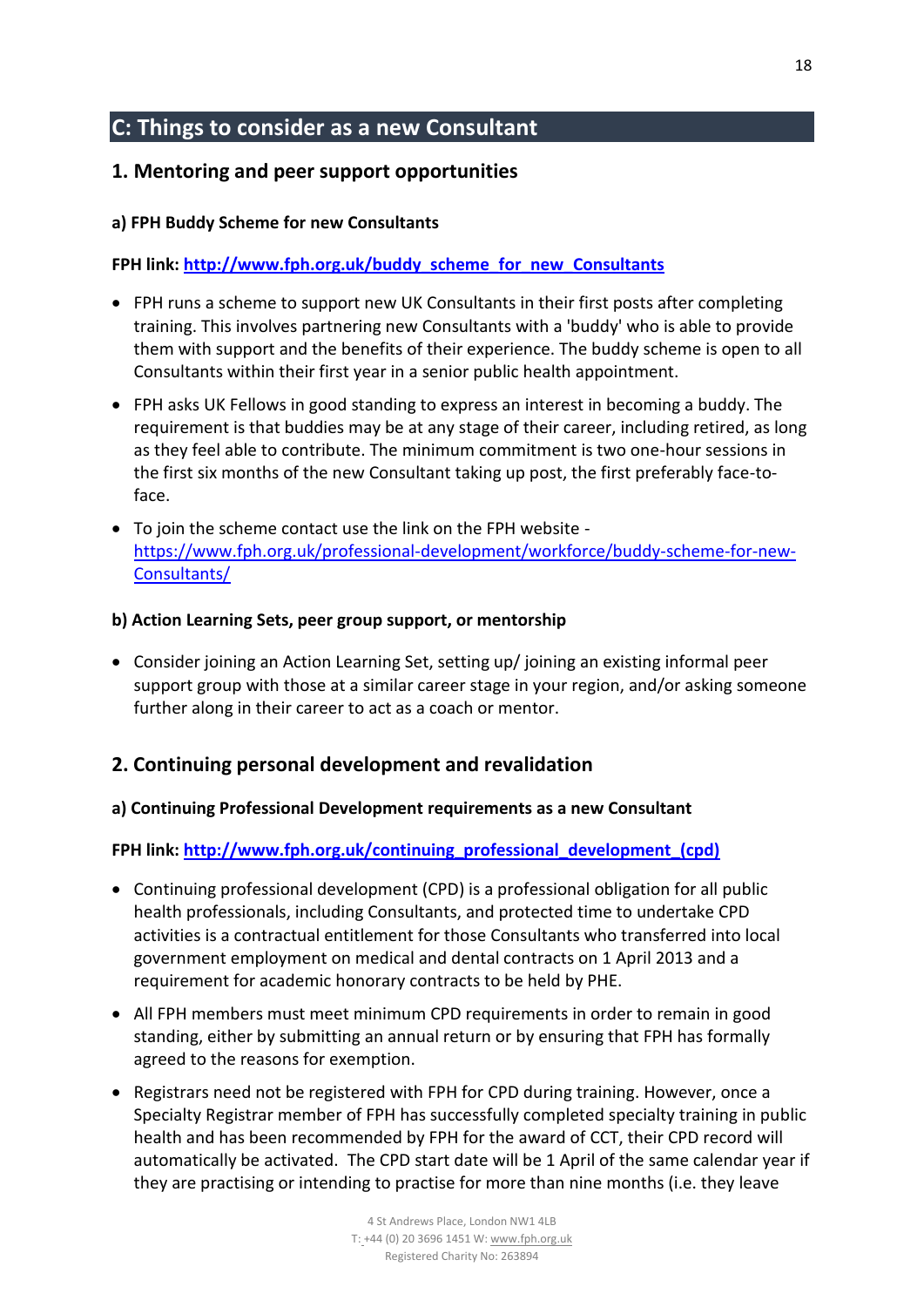## C: Things to consider as a new Consultant

### 1. Mentoring and peer support opportunities

#### a) FPH Buddy Scheme for new Consultants

**FPH link: [http://www.fph.org.uk/buddy_scheme_for_new_Consultants](http://www.fph.org.uk/buddy_scheme_for_new_Consultants)**

- FPH runs a scheme to support new UK Consultants in their first posts after completing training. This involves partnering new Consultants with a 'buddy' who is able to provide them with support and the benefits of their experience. The buddy scheme is open to all Consultants within their first year in a senior public health appointment.
- FPH asks UK Fellows in good standing to express an interest in becoming a buddy. The requirement is that buddies may be at any stage of their career, including retired, as long as they feel able to contribute. The minimum commitment is two one-hour sessions in the first six months of the new Consultant taking up post, the first preferably face-to-face.
- To join the scheme contact use the link on the FPH website - [https://www.fph.org.uk/professional-development/workforce/buddy-scheme-for-new-Consultants/](https://www.fph.org.uk/professional-development/workforce/buddy-scheme-for-new-Consultants/)

#### b) Action Learning Sets, peer group support, or mentorship

- Consider joining an Action Learning Set, setting up/ joining an existing informal peer support group with those at a similar career stage in your region, and/or asking someone further along in their career to act as a coach or mentor.

### 2. Continuing personal development and revalidation

#### a) Continuing Professional Development requirements as a new Consultant

**FPH link: [http://www.fph.org.uk/continuing_professional_development_(cpd)](http://www.fph.org.uk/continuing_professional_development_(cpd))**

- Continuing professional development (CPD) is a professional obligation for all public health professionals, including Consultants, and protected time to undertake CPD activities is a contractual entitlement for those Consultants who transferred into local government employment on medical and dental contracts on 1 April 2013 and a requirement for academic honorary contracts to be held by PHE.
- All FPH members must meet minimum CPD requirements in order to remain in good standing, either by submitting an annual return or by ensuring that FPH has formally agreed to the reasons for exemption.
- Registrars need not be registered with FPH for CPD during training. However, once a Specialty Registrar member of FPH has successfully completed specialty training in public health and has been recommended by FPH for the award of CCT, their CPD record will automatically be activated. The CPD start date will be 1 April of the same calendar year if they are practising or intending to practise for more than nine months (i.e. they leave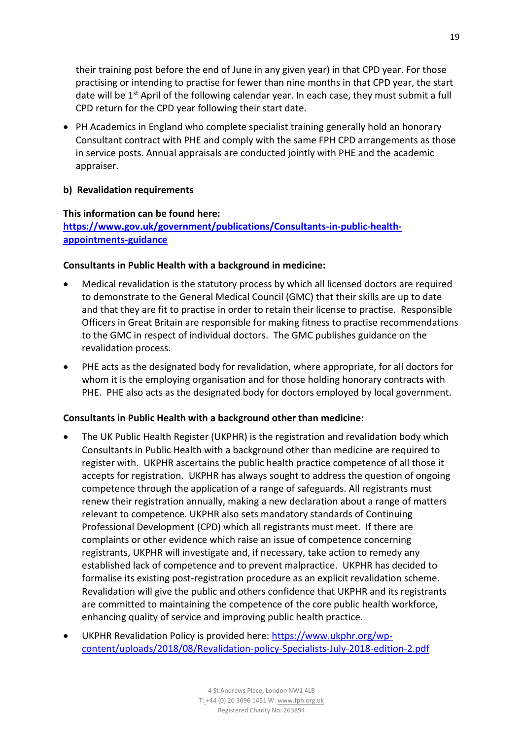their training post before the end of June in any given year) in that CPD year. For those practising or intending to practise for fewer than nine months in that CPD year, the start date will be 1st April of the following calendar year. In each case, they must submit a full CPD return for the CPD year following their start date.

- PH Academics in England who complete specialist training generally hold an honorary Consultant contract with PHE and comply with the same FPH CPD arrangements as those in service posts. Annual appraisals are conducted jointly with PHE and the academic appraiser.

**b) Revalidation requirements**

**This information can be found here:**
**https://www.gov.uk/government/publications/Consultants-in-public-health-appointments-guidance**

**Consultants in Public Health with a background in medicine:**

- Medical revalidation is the statutory process by which all licensed doctors are required to demonstrate to the General Medical Council (GMC) that their skills are up to date and that they are fit to practise in order to retain their license to practise. Responsible Officers in Great Britain are responsible for making fitness to practise recommendations to the GMC in respect of individual doctors. The GMC publishes guidance on the revalidation process.
- PHE acts as the designated body for revalidation, where appropriate, for all doctors for whom it is the employing organisation and for those holding honorary contracts with PHE. PHE also acts as the designated body for doctors employed by local government.

**Consultants in Public Health with a background other than medicine:**

- The UK Public Health Register (UKPHR) is the registration and revalidation body which Consultants in Public Health with a background other than medicine are required to register with. UKPHR ascertains the public health practice competence of all those it accepts for registration. UKPHR has always sought to address the question of ongoing competence through the application of a range of safeguards. All registrants must renew their registration annually, making a new declaration about a range of matters relevant to competence. UKPHR also sets mandatory standards of Continuing Professional Development (CPD) which all registrants must meet. If there are complaints or other evidence which raise an issue of competence concerning registrants, UKPHR will investigate and, if necessary, take action to remedy any established lack of competence and to prevent malpractice. UKPHR has decided to formalise its existing post-registration procedure as an explicit revalidation scheme. Revalidation will give the public and others confidence that UKPHR and its registrants are committed to maintaining the competence of the core public health workforce, enhancing quality of service and improving public health practice.
- UKPHR Revalidation Policy is provided here: https://www.ukphr.org/wp-content/uploads/2018/08/Revalidation-policy-Specialists-July-2018-edition-2.pdf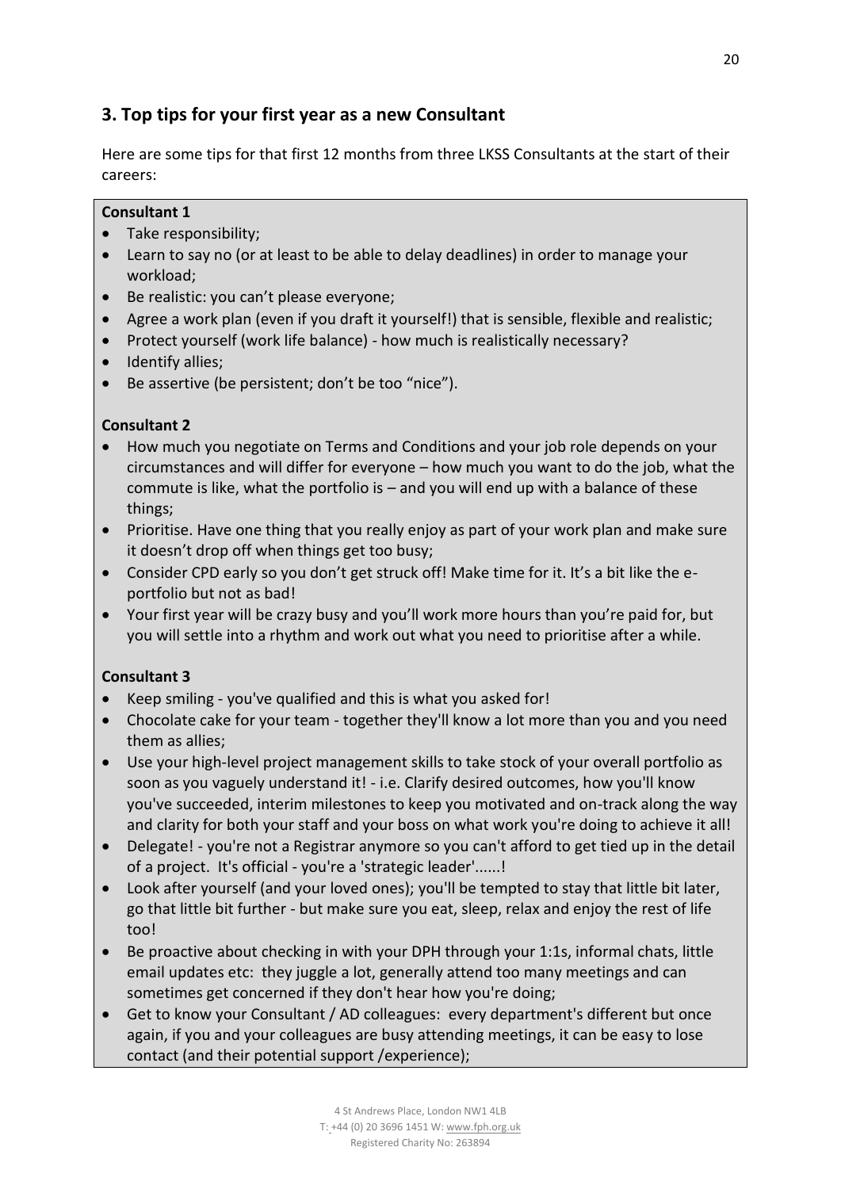## 3. Top tips for your first year as a new Consultant

Here are some tips for that first 12 months from three LKSS Consultants at the start of their careers:

**Consultant 1**

- Take responsibility;
- Learn to say no (or at least to be able to delay deadlines) in order to manage your workload;
- Be realistic: you can't please everyone;
- Agree a work plan (even if you draft it yourself!) that is sensible, flexible and realistic;
- Protect yourself (work life balance) - how much is realistically necessary?
- Identify allies;
- Be assertive (be persistent; don't be too "nice").

**Consultant 2**

- How much you negotiate on Terms and Conditions and your job role depends on your circumstances and will differ for everyone – how much you want to do the job, what the commute is like, what the portfolio is – and you will end up with a balance of these things;
- Prioritise. Have one thing that you really enjoy as part of your work plan and make sure it doesn't drop off when things get too busy;
- Consider CPD early so you don't get struck off! Make time for it. It's a bit like the e-portfolio but not as bad!
- Your first year will be crazy busy and you'll work more hours than you're paid for, but you will settle into a rhythm and work out what you need to prioritise after a while.

**Consultant 3**

- Keep smiling - you've qualified and this is what you asked for!
- Chocolate cake for your team - together they'll know a lot more than you and you need them as allies;
- Use your high-level project management skills to take stock of your overall portfolio as soon as you vaguely understand it! - i.e. Clarify desired outcomes, how you'll know you've succeeded, interim milestones to keep you motivated and on-track along the way and clarity for both your staff and your boss on what work you're doing to achieve it all!
- Delegate! - you're not a Registrar anymore so you can't afford to get tied up in the detail of a project. It's official - you're a 'strategic leader'......!
- Look after yourself (and your loved ones); you'll be tempted to stay that little bit later, go that little bit further - but make sure you eat, sleep, relax and enjoy the rest of life too!
- Be proactive about checking in with your DPH through your 1:1s, informal chats, little email updates etc: they juggle a lot, generally attend too many meetings and can sometimes get concerned if they don't hear how you're doing;
- Get to know your Consultant / AD colleagues: every department's different but once again, if you and your colleagues are busy attending meetings, it can be easy to lose contact (and their potential support /experience);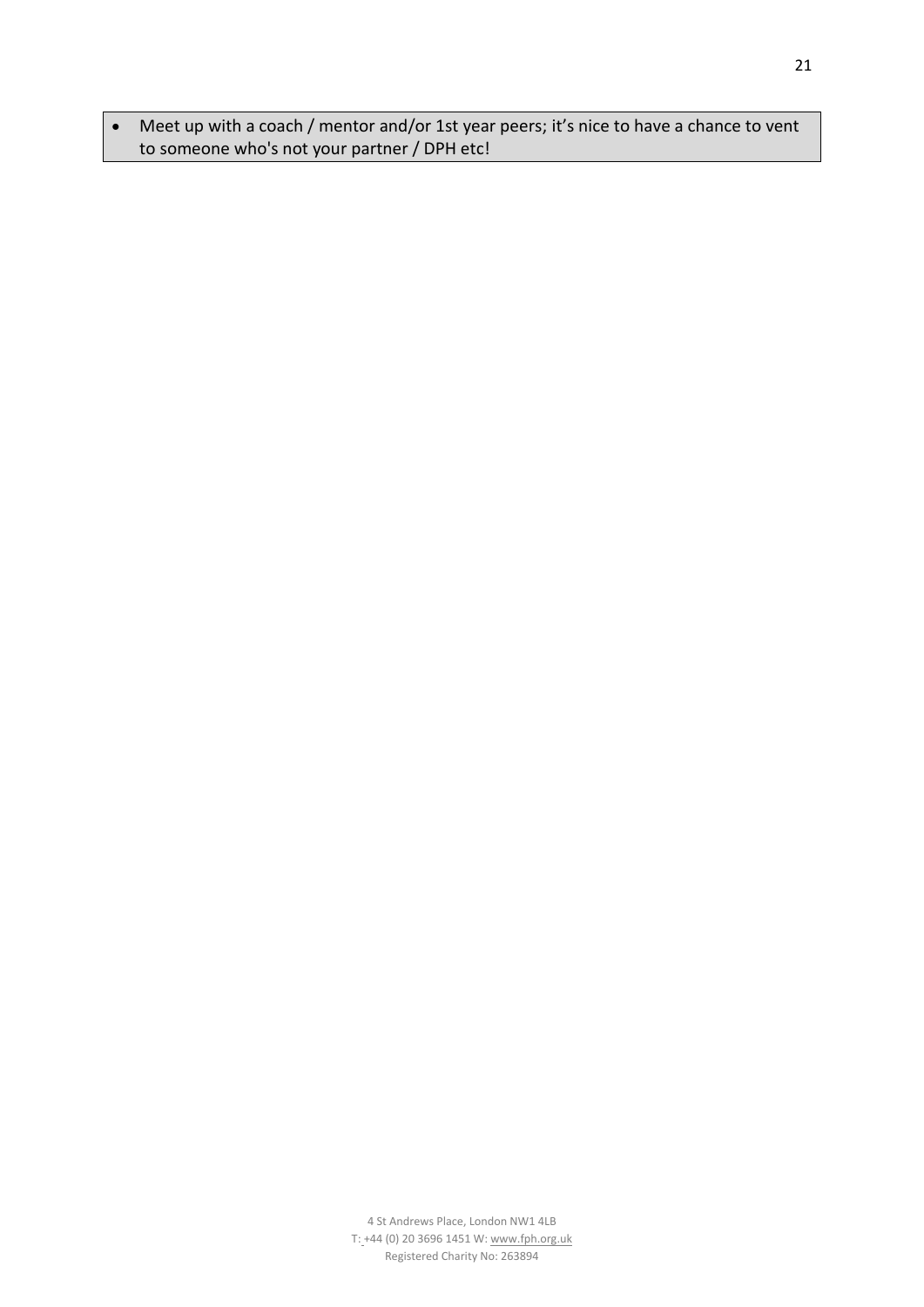- Meet up with a coach / mentor and/or 1st year peers; it's nice to have a chance to vent to someone who's not your partner / DPH etc!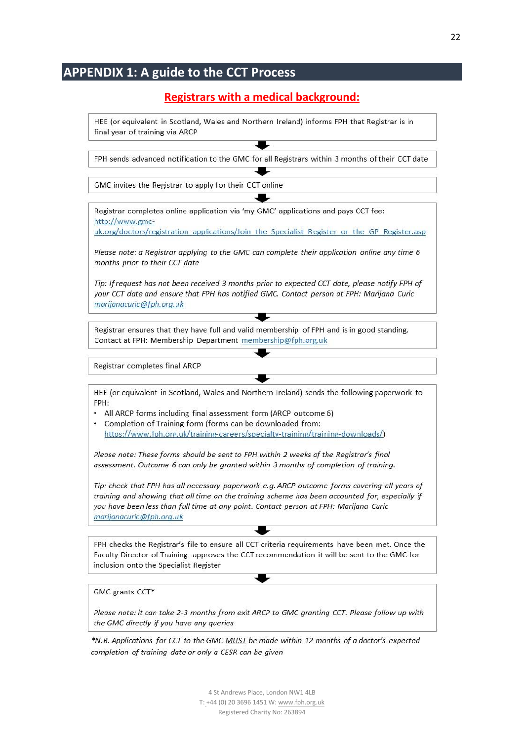# APPENDIX 1: A guide to the CCT Process

## Registrars with a medical background:

HEE (or equivalent in Scotland, Wales and Northern Ireland) informs FPH that Registrar is in final year of training via ARCP

↓

FPH sends advanced notification to the GMC for all Registrars within 3 months of their CCT date

↓

GMC invites the Registrar to apply for their CCT online

↓

Registrar completes online application via 'my GMC' applications and pays CCT fee: http://www.gmc-uk.org/doctors/registration_applications/Join_the_Specialist_Register_or_the_GP_Register.asp

*Please note: a Registrar applying to the GMC can complete their application online any time 6 months prior to their CCT date*

*Tip: If request has not been received 3 months prior to expected CCT date, please notify FPH of your CCT date and ensure that FPH has notified GMC. Contact person at FPH: Marijana Curic marijanacuric@fph.org.uk*

↓

Registrar ensures that they have full and valid membership of FPH and is in good standing. Contact at FPH: Membership Department membership@fph.org.uk

↓

Registrar completes final ARCP

↓

HEE (or equivalent in Scotland, Wales and Northern Ireland) sends the following paperwork to FPH:

- All ARCP forms including final assessment form (ARCP outcome 6)
- Completion of Training form (forms can be downloaded from: https://www.fph.org.uk/training-careers/specialty-training/training-downloads/)

*Please note: These forms should be sent to FPH within 2 weeks of the Registrar's final assessment. Outcome 6 can only be granted within 3 months of completion of training.*

*Tip: check that FPH has all necessary paperwork e.g. ARCP outcome forms covering all years of training and showing that all time on the training scheme has been accounted for, especially if you have been less than full time at any point. Contact person at FPH: Marijana Curic marijanacuric@fph.org.uk*

↓

FPH checks the Registrar's file to ensure all CCT criteria requirements have been met. Once the Faculty Director of Training approves the CCT recommendation it will be sent to the GMC for inclusion onto the Specialist Register

↓

GMC grants CCT*

*Please note: it can take 2-3 months from exit ARCP to GMC granting CCT. Please follow up with the GMC directly if you have any queries*

**N.B. Applications for CCT to the GMC MUST be made within 12 months of a doctor's expected completion of training date or only a CESR can be given*

4 St Andrews Place, London NW1 4LB
T: +44 (0) 20 3696 1451 W: www.fph.org.uk
Registered Charity No: 263894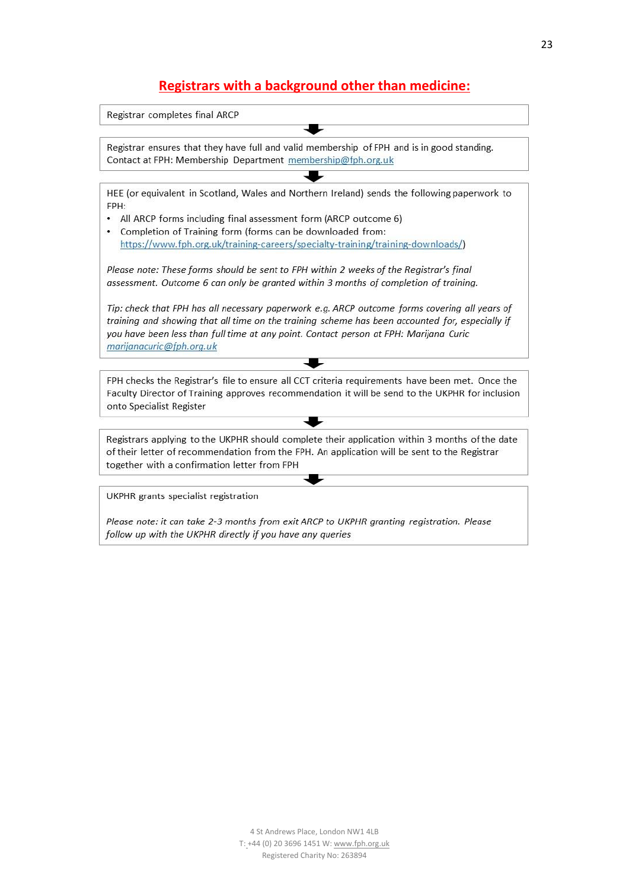## Registrars with a background other than medicine:

Registrar completes final ARCP

↓

Registrar ensures that they have full and valid membership of FPH and is in good standing. Contact at FPH: Membership Department membership@fph.org.uk

↓

HEE (or equivalent in Scotland, Wales and Northern Ireland) sends the following paperwork to FPH:

- All ARCP forms including final assessment form (ARCP outcome 6)
- Completion of Training form (forms can be downloaded from: https://www.fph.org.uk/training-careers/specialty-training/training-downloads/)

*Please note: These forms should be sent to FPH within 2 weeks of the Registrar's final assessment. Outcome 6 can only be granted within 3 months of completion of training.*

*Tip: check that FPH has all necessary paperwork e.g. ARCP outcome forms covering all years of training and showing that all time on the training scheme has been accounted for, especially if you have been less than full time at any point. Contact person at FPH: Marijana Curic marijanacuric@fph.org.uk*

↓

FPH checks the Registrar's file to ensure all CCT criteria requirements have been met. Once the Faculty Director of Training approves recommendation it will be send to the UKPHR for inclusion onto Specialist Register

↓

Registrars applying to the UKPHR should complete their application within 3 months of the date of their letter of recommendation from the FPH. An application will be sent to the Registrar together with a confirmation letter from FPH

↓

UKPHR grants specialist registration

*Please note: it can take 2-3 months from exit ARCP to UKPHR granting registration. Please follow up with the UKPHR directly if you have any queries*